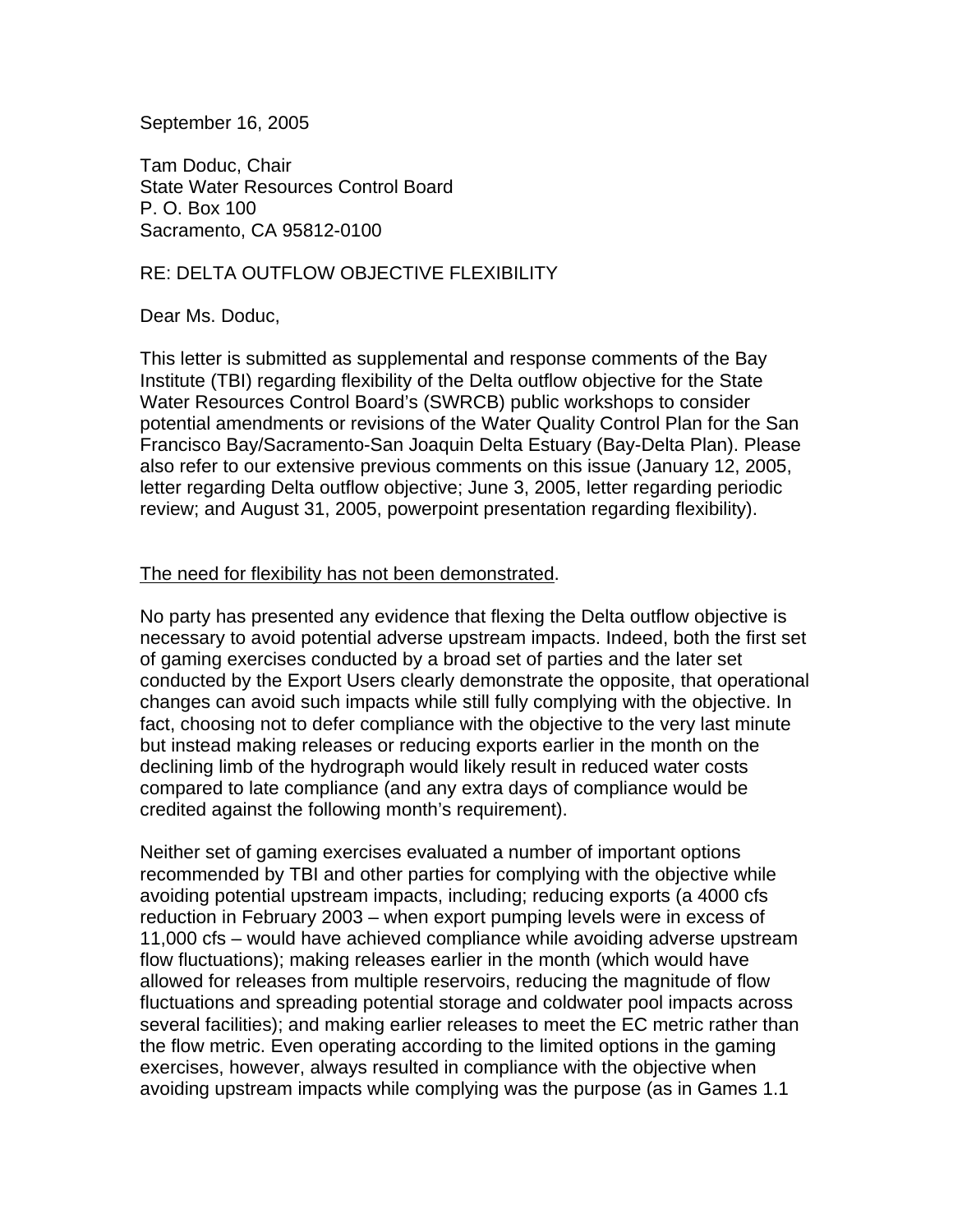September 16, 2005

Tam Doduc, Chair
State Water Resources Control Board
P. O. Box 100
Sacramento, CA 95812-0100

RE: DELTA OUTFLOW OBJECTIVE FLEXIBILITY

Dear Ms. Doduc,

This letter is submitted as supplemental and response comments of the Bay Institute (TBI) regarding flexibility of the Delta outflow objective for the State Water Resources Control Board's (SWRCB) public workshops to consider potential amendments or revisions of the Water Quality Control Plan for the San Francisco Bay/Sacramento-San Joaquin Delta Estuary (Bay-Delta Plan). Please also refer to our extensive previous comments on this issue (January 12, 2005, letter regarding Delta outflow objective; June 3, 2005, letter regarding periodic review; and August 31, 2005, powerpoint presentation regarding flexibility).

<u>The need for flexibility has not been demonstrated</u>.

No party has presented any evidence that flexing the Delta outflow objective is necessary to avoid potential adverse upstream impacts. Indeed, both the first set of gaming exercises conducted by a broad set of parties and the later set conducted by the Export Users clearly demonstrate the opposite, that operational changes can avoid such impacts while still fully complying with the objective. In fact, choosing not to defer compliance with the objective to the very last minute but instead making releases or reducing exports earlier in the month on the declining limb of the hydrograph would likely result in reduced water costs compared to late compliance (and any extra days of compliance would be credited against the following month's requirement).

Neither set of gaming exercises evaluated a number of important options recommended by TBI and other parties for complying with the objective while avoiding potential upstream impacts, including; reducing exports (a 4000 cfs reduction in February 2003 – when export pumping levels were in excess of 11,000 cfs – would have achieved compliance while avoiding adverse upstream flow fluctuations); making releases earlier in the month (which would have allowed for releases from multiple reservoirs, reducing the magnitude of flow fluctuations and spreading potential storage and coldwater pool impacts across several facilities); and making earlier releases to meet the EC metric rather than the flow metric. Even operating according to the limited options in the gaming exercises, however, always resulted in compliance with the objective when avoiding upstream impacts while complying was the purpose (as in Games 1.1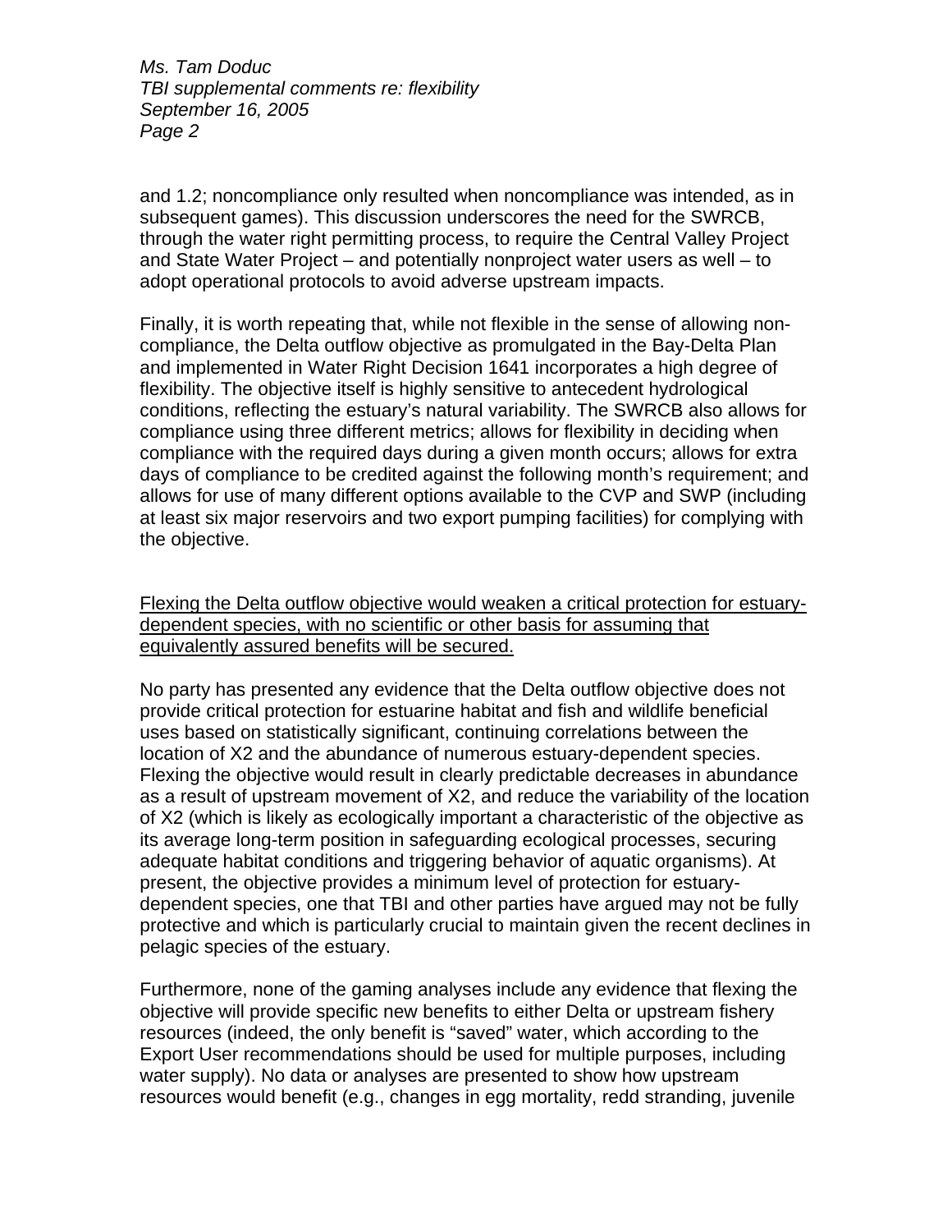and 1.2; noncompliance only resulted when noncompliance was intended, as in subsequent games). This discussion underscores the need for the SWRCB, through the water right permitting process, to require the Central Valley Project and State Water Project – and potentially nonproject water users as well – to adopt operational protocols to avoid adverse upstream impacts.

Finally, it is worth repeating that, while not flexible in the sense of allowing non-compliance, the Delta outflow objective as promulgated in the Bay-Delta Plan and implemented in Water Right Decision 1641 incorporates a high degree of flexibility. The objective itself is highly sensitive to antecedent hydrological conditions, reflecting the estuary's natural variability. The SWRCB also allows for compliance using three different metrics; allows for flexibility in deciding when compliance with the required days during a given month occurs; allows for extra days of compliance to be credited against the following month's requirement; and allows for use of many different options available to the CVP and SWP (including at least six major reservoirs and two export pumping facilities) for complying with the objective.

<u>Flexing the Delta outflow objective would weaken a critical protection for estuary-dependent species, with no scientific or other basis for assuming that equivalently assured benefits will be secured.</u>

No party has presented any evidence that the Delta outflow objective does not provide critical protection for estuarine habitat and fish and wildlife beneficial uses based on statistically significant, continuing correlations between the location of X2 and the abundance of numerous estuary-dependent species. Flexing the objective would result in clearly predictable decreases in abundance as a result of upstream movement of X2, and reduce the variability of the location of X2 (which is likely as ecologically important a characteristic of the objective as its average long-term position in safeguarding ecological processes, securing adequate habitat conditions and triggering behavior of aquatic organisms). At present, the objective provides a minimum level of protection for estuary-dependent species, one that TBI and other parties have argued may not be fully protective and which is particularly crucial to maintain given the recent declines in pelagic species of the estuary.

Furthermore, none of the gaming analyses include any evidence that flexing the objective will provide specific new benefits to either Delta or upstream fishery resources (indeed, the only benefit is "saved" water, which according to the Export User recommendations should be used for multiple purposes, including water supply). No data or analyses are presented to show how upstream resources would benefit (e.g., changes in egg mortality, redd stranding, juvenile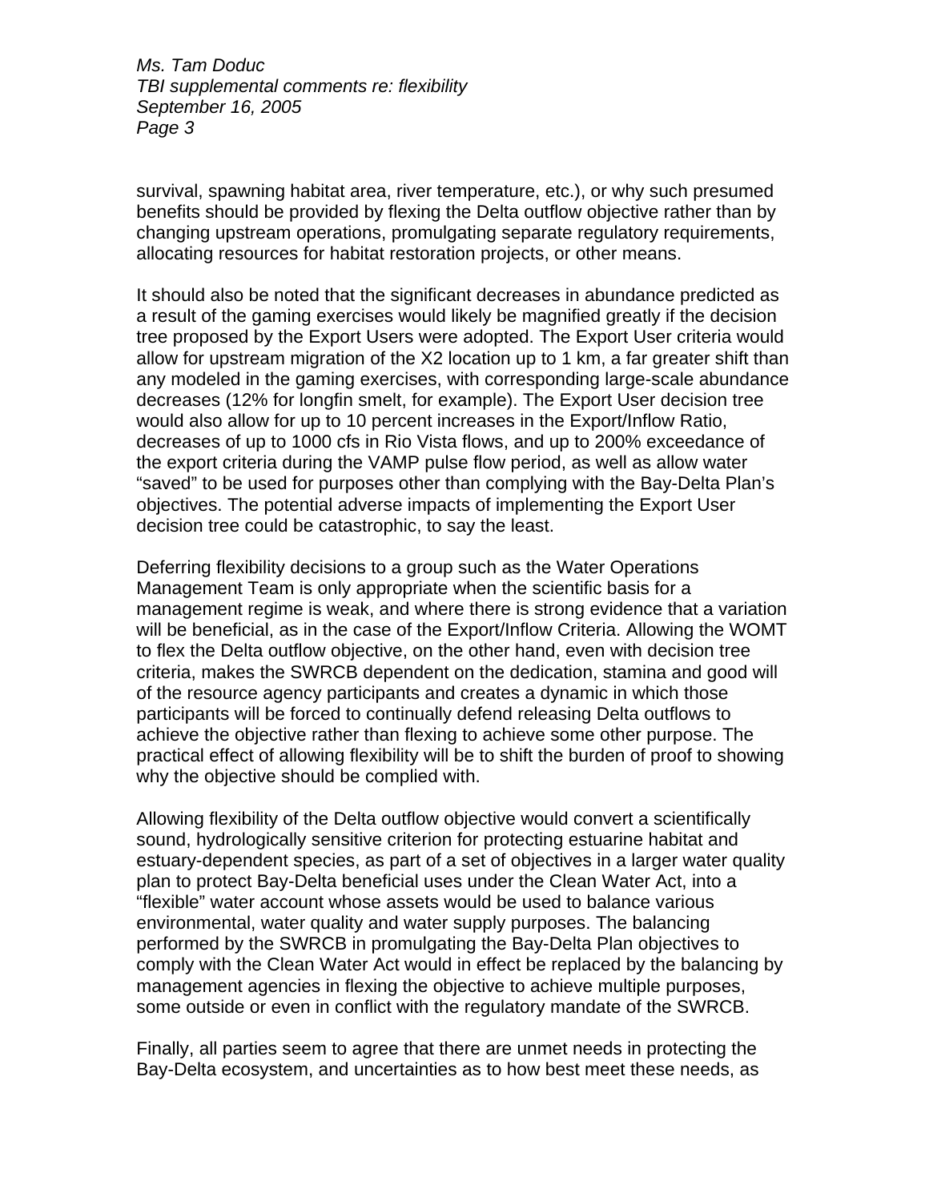survival, spawning habitat area, river temperature, etc.), or why such presumed benefits should be provided by flexing the Delta outflow objective rather than by changing upstream operations, promulgating separate regulatory requirements, allocating resources for habitat restoration projects, or other means.

It should also be noted that the significant decreases in abundance predicted as a result of the gaming exercises would likely be magnified greatly if the decision tree proposed by the Export Users were adopted. The Export User criteria would allow for upstream migration of the X2 location up to 1 km, a far greater shift than any modeled in the gaming exercises, with corresponding large-scale abundance decreases (12% for longfin smelt, for example). The Export User decision tree would also allow for up to 10 percent increases in the Export/Inflow Ratio, decreases of up to 1000 cfs in Rio Vista flows, and up to 200% exceedance of the export criteria during the VAMP pulse flow period, as well as allow water "saved" to be used for purposes other than complying with the Bay-Delta Plan's objectives. The potential adverse impacts of implementing the Export User decision tree could be catastrophic, to say the least.

Deferring flexibility decisions to a group such as the Water Operations Management Team is only appropriate when the scientific basis for a management regime is weak, and where there is strong evidence that a variation will be beneficial, as in the case of the Export/Inflow Criteria. Allowing the WOMT to flex the Delta outflow objective, on the other hand, even with decision tree criteria, makes the SWRCB dependent on the dedication, stamina and good will of the resource agency participants and creates a dynamic in which those participants will be forced to continually defend releasing Delta outflows to achieve the objective rather than flexing to achieve some other purpose. The practical effect of allowing flexibility will be to shift the burden of proof to showing why the objective should be complied with.

Allowing flexibility of the Delta outflow objective would convert a scientifically sound, hydrologically sensitive criterion for protecting estuarine habitat and estuary-dependent species, as part of a set of objectives in a larger water quality plan to protect Bay-Delta beneficial uses under the Clean Water Act, into a "flexible" water account whose assets would be used to balance various environmental, water quality and water supply purposes. The balancing performed by the SWRCB in promulgating the Bay-Delta Plan objectives to comply with the Clean Water Act would in effect be replaced by the balancing by management agencies in flexing the objective to achieve multiple purposes, some outside or even in conflict with the regulatory mandate of the SWRCB.

Finally, all parties seem to agree that there are unmet needs in protecting the Bay-Delta ecosystem, and uncertainties as to how best meet these needs, as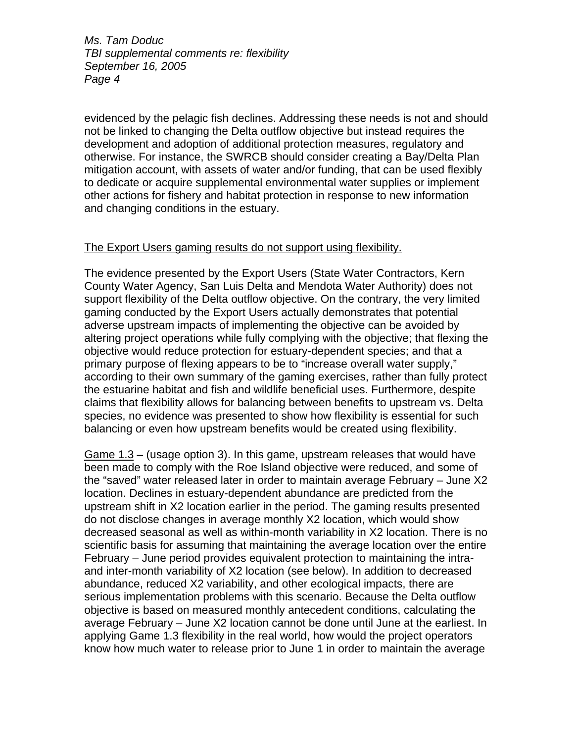evidenced by the pelagic fish declines. Addressing these needs is not and should not be linked to changing the Delta outflow objective but instead requires the development and adoption of additional protection measures, regulatory and otherwise. For instance, the SWRCB should consider creating a Bay/Delta Plan mitigation account, with assets of water and/or funding, that can be used flexibly to dedicate or acquire supplemental environmental water supplies or implement other actions for fishery and habitat protection in response to new information and changing conditions in the estuary.

<u>The Export Users gaming results do not support using flexibility.</u>

The evidence presented by the Export Users (State Water Contractors, Kern County Water Agency, San Luis Delta and Mendota Water Authority) does not support flexibility of the Delta outflow objective. On the contrary, the very limited gaming conducted by the Export Users actually demonstrates that potential adverse upstream impacts of implementing the objective can be avoided by altering project operations while fully complying with the objective; that flexing the objective would reduce protection for estuary-dependent species; and that a primary purpose of flexing appears to be to "increase overall water supply," according to their own summary of the gaming exercises, rather than fully protect the estuarine habitat and fish and wildlife beneficial uses. Furthermore, despite claims that flexibility allows for balancing between benefits to upstream vs. Delta species, no evidence was presented to show how flexibility is essential for such balancing or even how upstream benefits would be created using flexibility.

<u>Game 1.3</u> – (usage option 3). In this game, upstream releases that would have been made to comply with the Roe Island objective were reduced, and some of the "saved" water released later in order to maintain average February – June X2 location. Declines in estuary-dependent abundance are predicted from the upstream shift in X2 location earlier in the period. The gaming results presented do not disclose changes in average monthly X2 location, which would show decreased seasonal as well as within-month variability in X2 location. There is no scientific basis for assuming that maintaining the average location over the entire February – June period provides equivalent protection to maintaining the intra- and inter-month variability of X2 location (see below). In addition to decreased abundance, reduced X2 variability, and other ecological impacts, there are serious implementation problems with this scenario. Because the Delta outflow objective is based on measured monthly antecedent conditions, calculating the average February – June X2 location cannot be done until June at the earliest. In applying Game 1.3 flexibility in the real world, how would the project operators know how much water to release prior to June 1 in order to maintain the average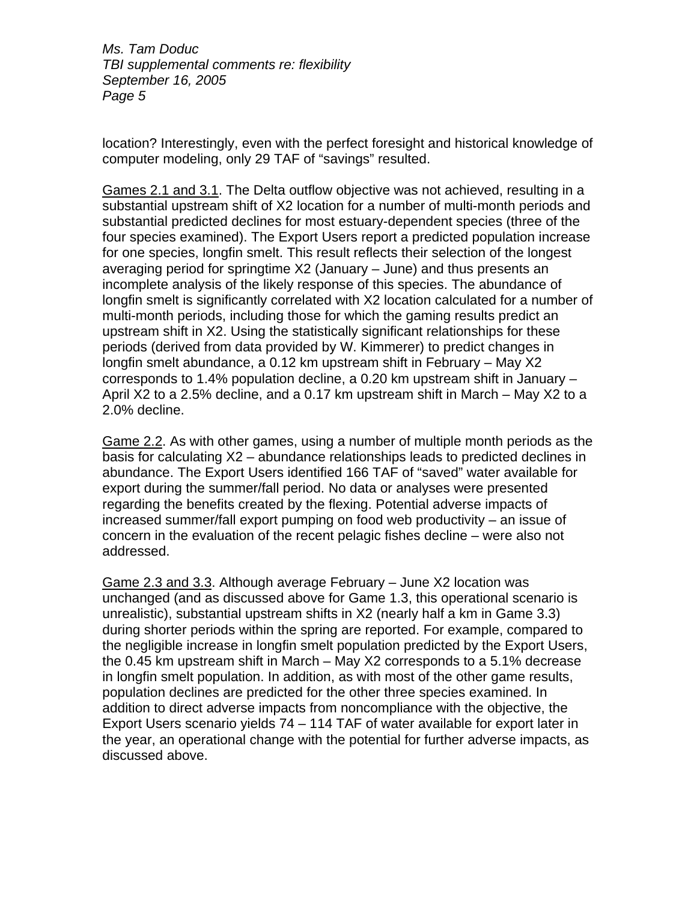location? Interestingly, even with the perfect foresight and historical knowledge of computer modeling, only 29 TAF of "savings" resulted.

Games 2.1 and 3.1. The Delta outflow objective was not achieved, resulting in a substantial upstream shift of X2 location for a number of multi-month periods and substantial predicted declines for most estuary-dependent species (three of the four species examined). The Export Users report a predicted population increase for one species, longfin smelt. This result reflects their selection of the longest averaging period for springtime X2 (January – June) and thus presents an incomplete analysis of the likely response of this species. The abundance of longfin smelt is significantly correlated with X2 location calculated for a number of multi-month periods, including those for which the gaming results predict an upstream shift in X2. Using the statistically significant relationships for these periods (derived from data provided by W. Kimmerer) to predict changes in longfin smelt abundance, a 0.12 km upstream shift in February – May X2 corresponds to 1.4% population decline, a 0.20 km upstream shift in January – April X2 to a 2.5% decline, and a 0.17 km upstream shift in March – May X2 to a 2.0% decline.

Game 2.2. As with other games, using a number of multiple month periods as the basis for calculating X2 – abundance relationships leads to predicted declines in abundance. The Export Users identified 166 TAF of "saved" water available for export during the summer/fall period. No data or analyses were presented regarding the benefits created by the flexing. Potential adverse impacts of increased summer/fall export pumping on food web productivity – an issue of concern in the evaluation of the recent pelagic fishes decline – were also not addressed.

Game 2.3 and 3.3. Although average February – June X2 location was unchanged (and as discussed above for Game 1.3, this operational scenario is unrealistic), substantial upstream shifts in X2 (nearly half a km in Game 3.3) during shorter periods within the spring are reported. For example, compared to the negligible increase in longfin smelt population predicted by the Export Users, the 0.45 km upstream shift in March – May X2 corresponds to a 5.1% decrease in longfin smelt population. In addition, as with most of the other game results, population declines are predicted for the other three species examined. In addition to direct adverse impacts from noncompliance with the objective, the Export Users scenario yields 74 – 114 TAF of water available for export later in the year, an operational change with the potential for further adverse impacts, as discussed above.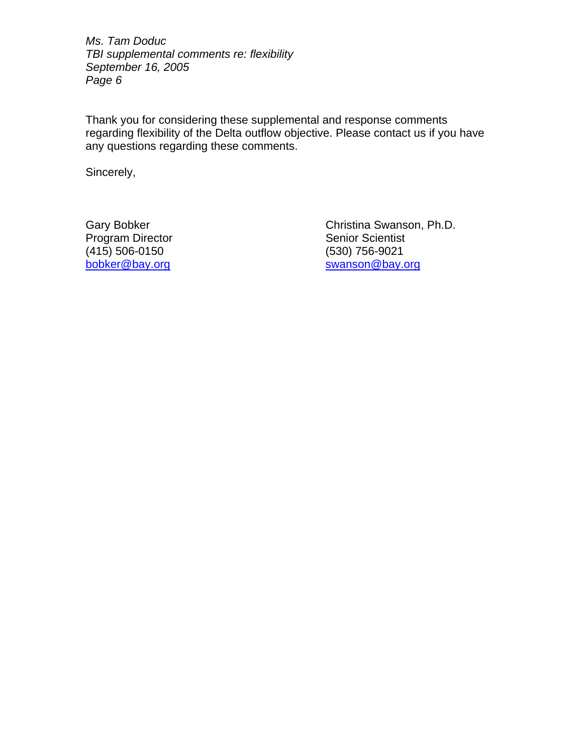Thank you for considering these supplemental and response comments regarding flexibility of the Delta outflow objective. Please contact us if you have any questions regarding these comments.

Sincerely,

Gary Bobker
Program Director
(415) 506-0150
bobker@bay.org

Christina Swanson, Ph.D.
Senior Scientist
(530) 756-9021
swanson@bay.org